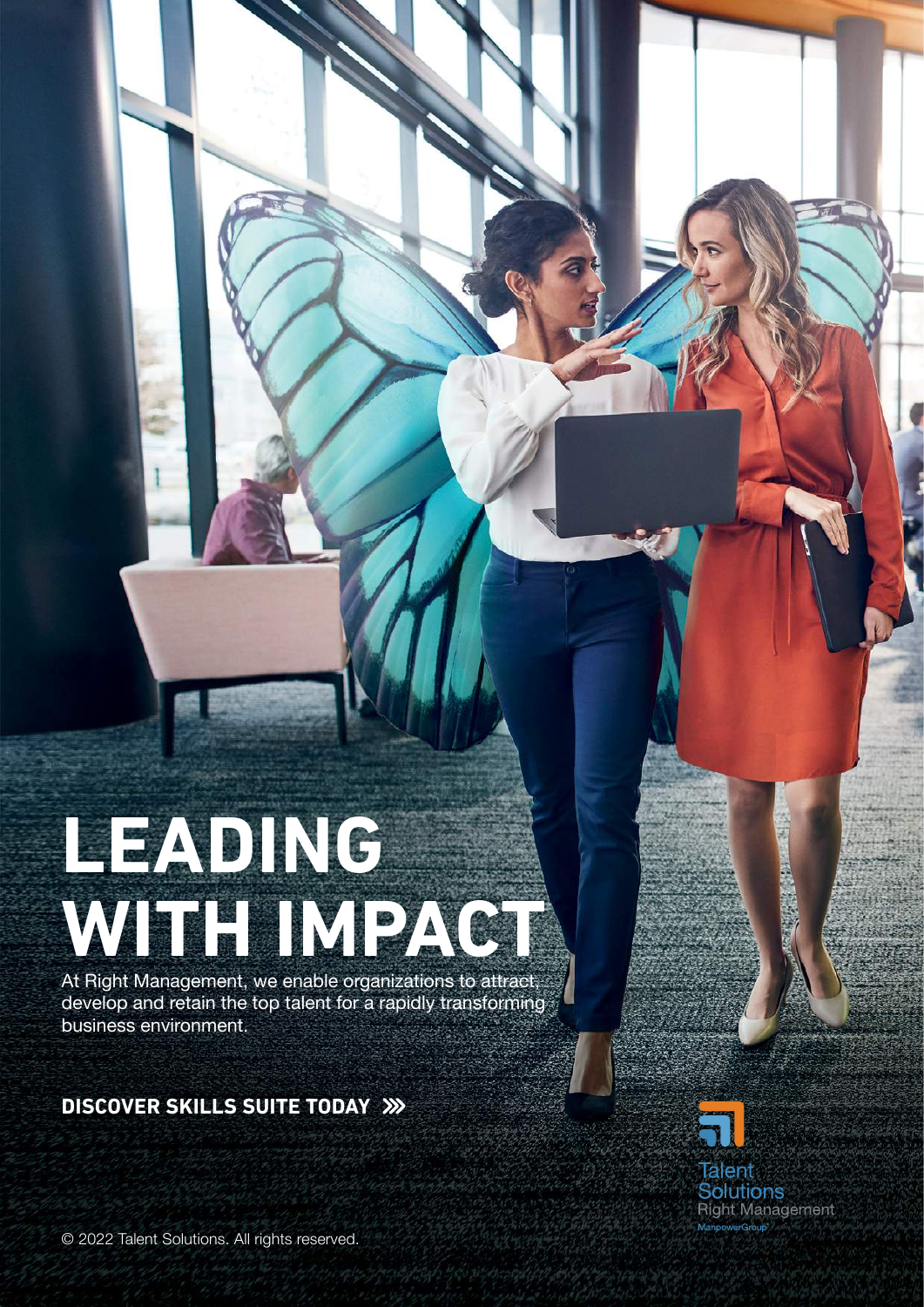# LEADING WITH IMPACT

At Right Management, we enable organizations to attract, develop and retain the top talent for a rapidly transforming business environment.

**DISCOVER SKILLS SUITE TODAY »**

Talent Solutions
Right Management
ManpowerGroup

© 2022 Talent Solutions. All rights reserved.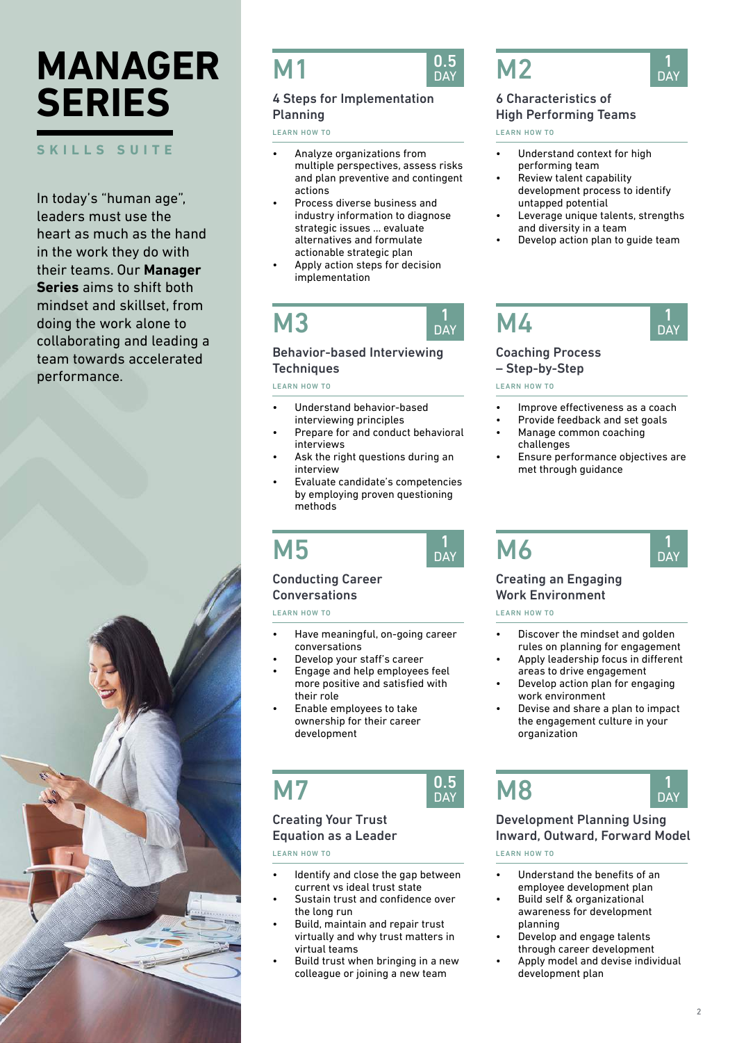# MANAGER SERIES

**SKILLS SUITE**

In today's "human age", leaders must use the heart as much as the hand in the work they do with their teams. Our **Manager Series** aims to shift both mindset and skillset, from doing the work alone to collaborating and leading a team towards accelerated performance.

## M1 — 0.5 DAY

### 4 Steps for Implementation Planning

LEARN HOW TO

- Analyze organizations from multiple perspectives, assess risks and plan preventive and contingent actions
- Process diverse business and industry information to diagnose strategic issues ... evaluate alternatives and formulate actionable strategic plan
- Apply action steps for decision implementation

## M2 — 1 DAY

### 6 Characteristics of High Performing Teams

LEARN HOW TO

- Understand context for high performing team
- Review talent capability development process to identify untapped potential
- Leverage unique talents, strengths and diversity in a team
- Develop action plan to guide team

## M3 — 1 DAY

### Behavior-based Interviewing Techniques

LEARN HOW TO

- Understand behavior-based interviewing principles
- Prepare for and conduct behavioral interviews
- Ask the right questions during an interview
- Evaluate candidate's competencies by employing proven questioning methods

## M4 — 1 DAY

### Coaching Process – Step-by-Step

LEARN HOW TO

- Improve effectiveness as a coach
- Provide feedback and set goals
- Manage common coaching challenges
- Ensure performance objectives are met through guidance

## M5 — 1 DAY

### Conducting Career Conversations

LEARN HOW TO

- Have meaningful, on-going career conversations
- Develop your staff's career
- Engage and help employees feel more positive and satisfied with their role
- Enable employees to take ownership for their career development

## M6 — 1 DAY

### Creating an Engaging Work Environment

LEARN HOW TO

- Discover the mindset and golden rules on planning for engagement
- Apply leadership focus in different areas to drive engagement
- Develop action plan for engaging work environment
- Devise and share a plan to impact the engagement culture in your organization

## M7 — 0.5 DAY

### Creating Your Trust Equation as a Leader

LEARN HOW TO

- Identify and close the gap between current vs ideal trust state
- Sustain trust and confidence over the long run
- Build, maintain and repair trust virtually and why trust matters in virtual teams
- Build trust when bringing in a new colleague or joining a new team

## M8 — 1 DAY

### Development Planning Using Inward, Outward, Forward Model

LEARN HOW TO

- Understand the benefits of an employee development plan
- Build self & organizational awareness for development planning
- Develop and engage talents through career development
- Apply model and devise individual development plan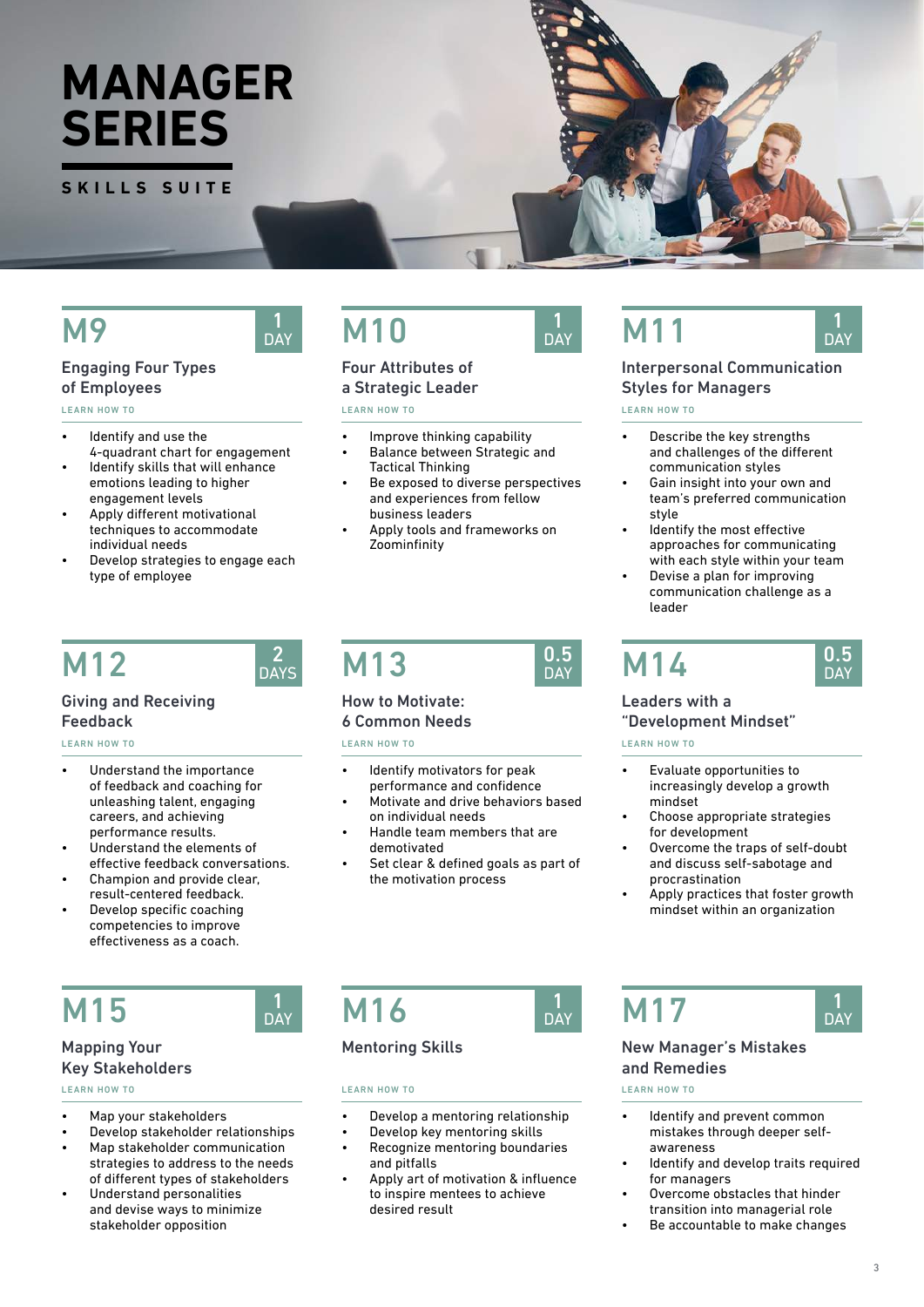# MANAGER SERIES

**SKILLS SUITE**

## M9 — 1 DAY

### Engaging Four Types of Employees

LEARN HOW TO

- Identify and use the 4-quadrant chart for engagement
- Identify skills that will enhance emotions leading to higher engagement levels
- Apply different motivational techniques to accommodate individual needs
- Develop strategies to engage each type of employee

## M10 — 1 DAY

### Four Attributes of a Strategic Leader

LEARN HOW TO

- Improve thinking capability
- Balance between Strategic and Tactical Thinking
- Be exposed to diverse perspectives and experiences from fellow business leaders
- Apply tools and frameworks on Zoominfinity

## M11 — 1 DAY

### Interpersonal Communication Styles for Managers

LEARN HOW TO

- Describe the key strengths and challenges of the different communication styles
- Gain insight into your own and team's preferred communication style
- Identify the most effective approaches for communicating with each style within your team
- Devise a plan for improving communication challenge as a leader

## M12 — 2 DAYS

### Giving and Receiving Feedback

LEARN HOW TO

- Understand the importance of feedback and coaching for unleashing talent, engaging careers, and achieving performance results.
- Understand the elements of effective feedback conversations.
- Champion and provide clear, result-centered feedback.
- Develop specific coaching competencies to improve effectiveness as a coach.

## M13 — 0.5 DAY

### How to Motivate: 6 Common Needs

LEARN HOW TO

- Identify motivators for peak performance and confidence
- Motivate and drive behaviors based on individual needs
- Handle team members that are demotivated
- Set clear & defined goals as part of the motivation process

## M14 — 0.5 DAY

### Leaders with a "Development Mindset"

LEARN HOW TO

- Evaluate opportunities to increasingly develop a growth mindset
- Choose appropriate strategies for development
- Overcome the traps of self-doubt and discuss self-sabotage and procrastination
- Apply practices that foster growth mindset within an organization

## M15 — 1 DAY

### Mapping Your Key Stakeholders

LEARN HOW TO

- Map your stakeholders
- Develop stakeholder relationships
- Map stakeholder communication strategies to address to the needs of different types of stakeholders
- Understand personalities and devise ways to minimize stakeholder opposition

## M16 — 1 DAY

### Mentoring Skills

LEARN HOW TO

- Develop a mentoring relationship
- Develop key mentoring skills
- Recognize mentoring boundaries and pitfalls
- Apply art of motivation & influence to inspire mentees to achieve desired result

## M17 — 1 DAY

### New Manager's Mistakes and Remedies

LEARN HOW TO

- Identify and prevent common mistakes through deeper self-awareness
- Identify and develop traits required for managers
- Overcome obstacles that hinder transition into managerial role
- Be accountable to make changes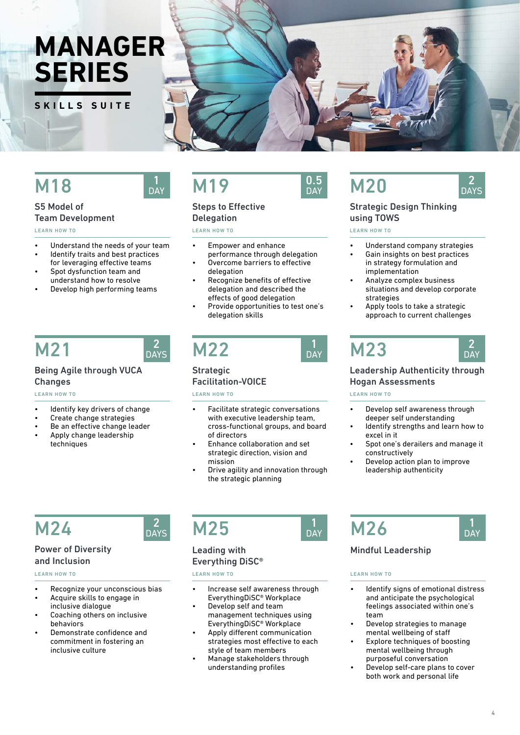# MANAGER SERIES

SKILLS SUITE

## M18 — 1 DAY

### S5 Model of Team Development

LEARN HOW TO

- Understand the needs of your team
- Identify traits and best practices for leveraging effective teams
- Spot dysfunction team and understand how to resolve
- Develop high performing teams

## M19 — 0.5 DAY

### Steps to Effective Delegation

LEARN HOW TO

- Empower and enhance performance through delegation
- Overcome barriers to effective delegation
- Recognize benefits of effective delegation and described the effects of good delegation
- Provide opportunities to test one's delegation skills

## M20 — 2 DAYS

### Strategic Design Thinking using TOWS

LEARN HOW TO

- Understand company strategies
- Gain insights on best practices in strategy formulation and implementation
- Analyze complex business situations and develop corporate strategies
- Apply tools to take a strategic approach to current challenges

## M21 — 2 DAYS

### Being Agile through VUCA Changes

LEARN HOW TO

- Identify key drivers of change
- Create change strategies
- Be an effective change leader
- Apply change leadership techniques

## M22 — 1 DAY

### Strategic Facilitation-VOICE

LEARN HOW TO

- Facilitate strategic conversations with executive leadership team, cross-functional groups, and board of directors
- Enhance collaboration and set strategic direction, vision and mission
- Drive agility and innovation through the strategic planning

## M23 — 2 DAY

### Leadership Authenticity through Hogan Assessments

LEARN HOW TO

- Develop self awareness through deeper self understanding
- Identify strengths and learn how to excel in it
- Spot one's derailers and manage it constructively
- Develop action plan to improve leadership authenticity

## M24 — 2 DAYS

### Power of Diversity and Inclusion

LEARN HOW TO

- Recognize your unconscious bias
- Acquire skills to engage in inclusive dialogue
- Coaching others on inclusive behaviors
- Demonstrate confidence and commitment in fostering an inclusive culture

## M25 — 1 DAY

### Leading with Everything DiSC®

LEARN HOW TO

- Increase self awareness through EverythingDiSC® Workplace
- Develop self and team management techniques using EverythingDiSC® Workplace
- Apply different communication strategies most effective to each style of team members
- Manage stakeholders through understanding profiles

## M26 — 1 DAY

### Mindful Leadership

LEARN HOW TO

- Identify signs of emotional distress and anticipate the psychological feelings associated within one's team
- Develop strategies to manage mental wellbeing of staff
- Explore techniques of boosting mental wellbeing through purposeful conversation
- Develop self-care plans to cover both work and personal life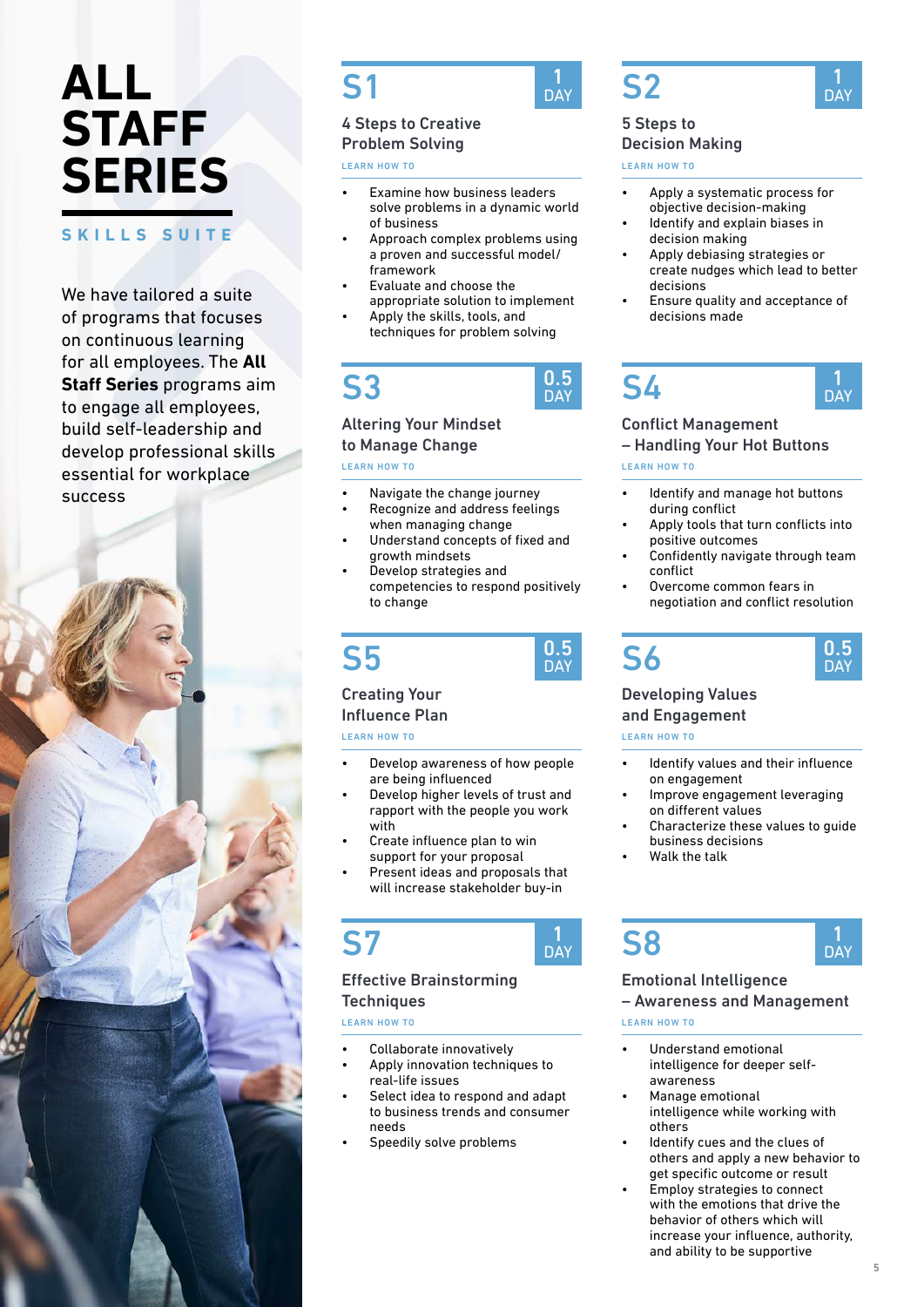# ALL STAFF SERIES

**SKILLS SUITE**

We have tailored a suite of programs that focuses on continuous learning for all employees. The **All Staff Series** programs aim to engage all employees, build self-leadership and develop professional skills essential for workplace success

## S1

**1 DAY**

### 4 Steps to Creative Problem Solving

LEARN HOW TO

- Examine how business leaders solve problems in a dynamic world of business
- Approach complex problems using a proven and successful model/framework
- Evaluate and choose the appropriate solution to implement
- Apply the skills, tools, and techniques for problem solving

## S2

**1 DAY**

### 5 Steps to Decision Making

LEARN HOW TO

- Apply a systematic process for objective decision-making
- Identify and explain biases in decision making
- Apply debiasing strategies or create nudges which lead to better decisions
- Ensure quality and acceptance of decisions made

## S3

**0.5 DAY**

### Altering Your Mindset to Manage Change

LEARN HOW TO

- Navigate the change journey
- Recognize and address feelings when managing change
- Understand concepts of fixed and growth mindsets
- Develop strategies and competencies to respond positively to change

## S4

**1 DAY**

### Conflict Management – Handling Your Hot Buttons

LEARN HOW TO

- Identify and manage hot buttons during conflict
- Apply tools that turn conflicts into positive outcomes
- Confidently navigate through team conflict
- Overcome common fears in negotiation and conflict resolution

## S5

**0.5 DAY**

### Creating Your Influence Plan

LEARN HOW TO

- Develop awareness of how people are being influenced
- Develop higher levels of trust and rapport with the people you work with
- Create influence plan to win support for your proposal
- Present ideas and proposals that will increase stakeholder buy-in

## S6

**0.5 DAY**

### Developing Values and Engagement

LEARN HOW TO

- Identify values and their influence on engagement
- Improve engagement leveraging on different values
- Characterize these values to guide business decisions
- Walk the talk

## S7

**1 DAY**

### Effective Brainstorming Techniques

LEARN HOW TO

- Collaborate innovatively
- Apply innovation techniques to real-life issues
- Select idea to respond and adapt to business trends and consumer needs
- Speedily solve problems

## S8

**1 DAY**

### Emotional Intelligence – Awareness and Management

LEARN HOW TO

- Understand emotional intelligence for deeper self-awareness
- Manage emotional intelligence while working with others
- Identify cues and the clues of others and apply a new behavior to get specific outcome or result
- Employ strategies to connect with the emotions that drive the behavior of others which will increase your influence, authority, and ability to be supportive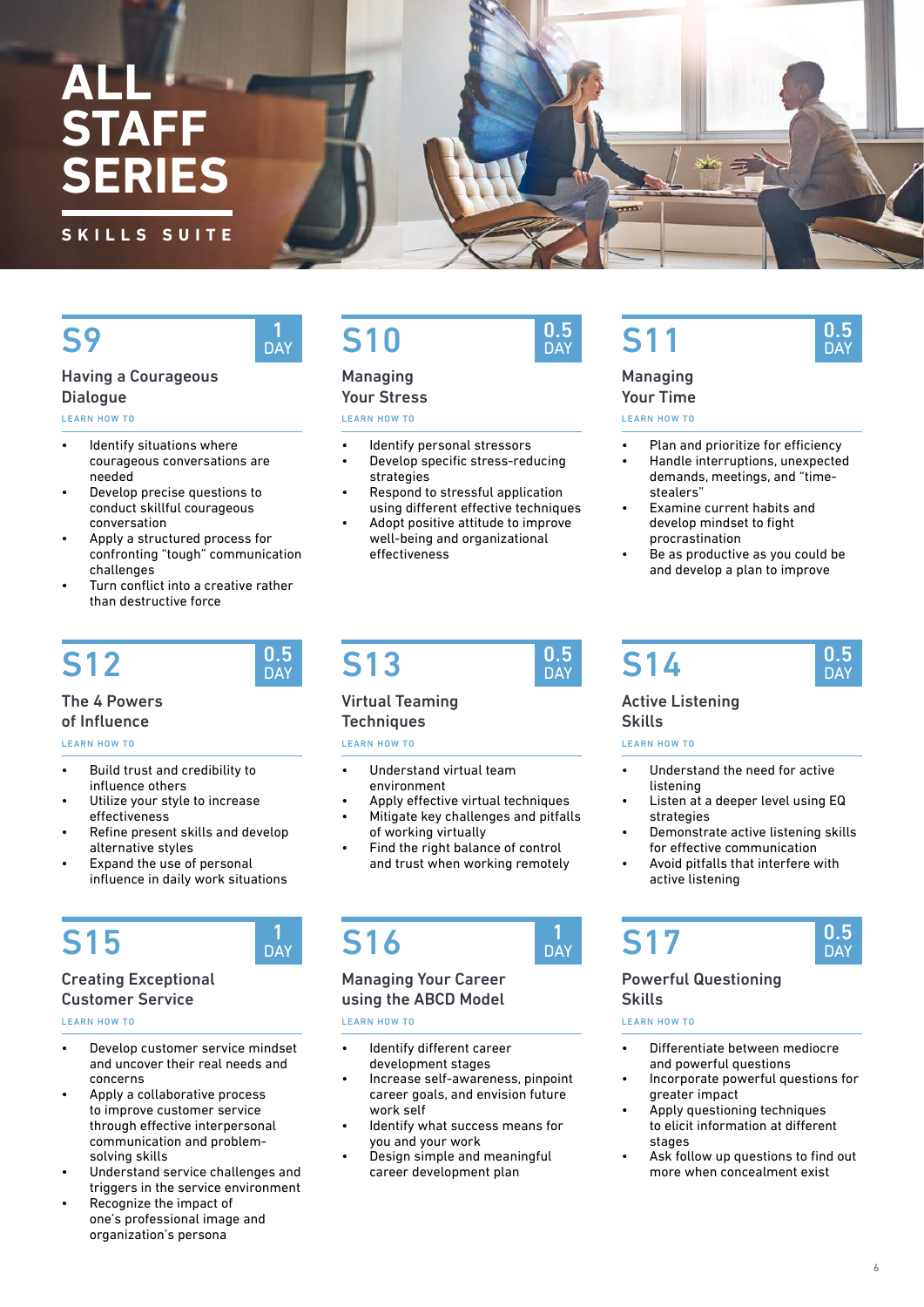# ALL STAFF SERIES

SKILLS SUITE

## S9 — 1 DAY

### Having a Courageous Dialogue

LEARN HOW TO

- Identify situations where courageous conversations are needed
- Develop precise questions to conduct skillful courageous conversation
- Apply a structured process for confronting "tough" communication challenges
- Turn conflict into a creative rather than destructive force

## S10 — 0.5 DAY

### Managing Your Stress

LEARN HOW TO

- Identify personal stressors
- Develop specific stress-reducing strategies
- Respond to stressful application using different effective techniques
- Adopt positive attitude to improve well-being and organizational effectiveness

## S11 — 0.5 DAY

### Managing Your Time

LEARN HOW TO

- Plan and prioritize for efficiency
- Handle interruptions, unexpected demands, meetings, and "time-stealers"
- Examine current habits and develop mindset to fight procrastination
- Be as productive as you could be and develop a plan to improve

## S12 — 0.5 DAY

### The 4 Powers of Influence

LEARN HOW TO

- Build trust and credibility to influence others
- Utilize your style to increase effectiveness
- Refine present skills and develop alternative styles
- Expand the use of personal influence in daily work situations

## S13 — 0.5 DAY

### Virtual Teaming Techniques

LEARN HOW TO

- Understand virtual team environment
- Apply effective virtual techniques
- Mitigate key challenges and pitfalls of working virtually
- Find the right balance of control and trust when working remotely

## S14 — 0.5 DAY

### Active Listening Skills

LEARN HOW TO

- Understand the need for active listening
- Listen at a deeper level using EQ strategies
- Demonstrate active listening skills for effective communication
- Avoid pitfalls that interfere with active listening

## S15 — 1 DAY

### Creating Exceptional Customer Service

LEARN HOW TO

- Develop customer service mindset and uncover their real needs and concerns
- Apply a collaborative process to improve customer service through effective interpersonal communication and problem-solving skills
- Understand service challenges and triggers in the service environment
- Recognize the impact of one's professional image and organization's persona

## S16 — 1 DAY

### Managing Your Career using the ABCD Model

LEARN HOW TO

- Identify different career development stages
- Increase self-awareness, pinpoint career goals, and envision future work self
- Identify what success means for you and your work
- Design simple and meaningful career development plan

## S17 — 0.5 DAY

### Powerful Questioning Skills

LEARN HOW TO

- Differentiate between mediocre and powerful questions
- Incorporate powerful questions for greater impact
- Apply questioning techniques to elicit information at different stages
- Ask follow up questions to find out more when concealment exist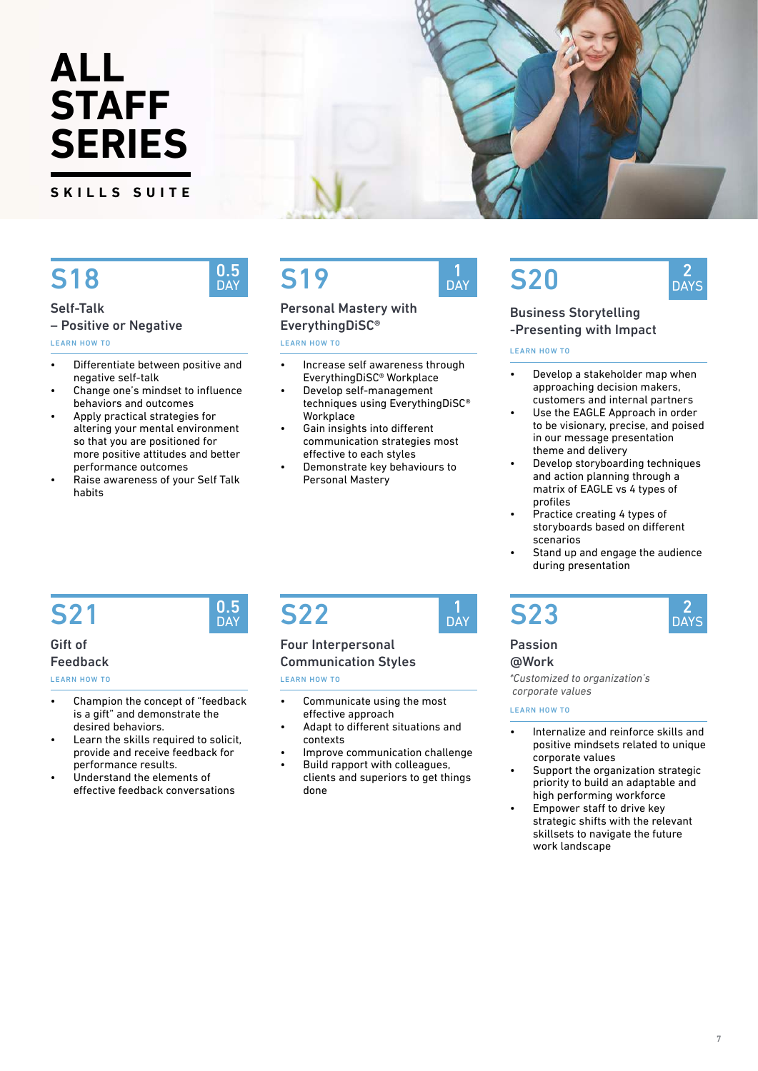# ALL STAFF SERIES

**SKILLS SUITE**

## S18 — 0.5 DAY

### Self-Talk – Positive or Negative

LEARN HOW TO

- Differentiate between positive and negative self-talk
- Change one's mindset to influence behaviors and outcomes
- Apply practical strategies for altering your mental environment so that you are positioned for more positive attitudes and better performance outcomes
- Raise awareness of your Self Talk habits

## S19 — 1 DAY

### Personal Mastery with EverythingDiSC®

LEARN HOW TO

- Increase self awareness through EverythingDiSC® Workplace
- Develop self-management techniques using EverythingDiSC® Workplace
- Gain insights into different communication strategies most effective to each styles
- Demonstrate key behaviours to Personal Mastery

## S20 — 2 DAYS

### Business Storytelling -Presenting with Impact

LEARN HOW TO

- Develop a stakeholder map when approaching decision makers, customers and internal partners
- Use the EAGLE Approach in order to be visionary, precise, and poised in our message presentation theme and delivery
- Develop storyboarding techniques and action planning through a matrix of EAGLE vs 4 types of profiles
- Practice creating 4 types of storyboards based on different scenarios
- Stand up and engage the audience during presentation

## S21 — 0.5 DAY

### Gift of Feedback

LEARN HOW TO

- Champion the concept of "feedback is a gift" and demonstrate the desired behaviors.
- Learn the skills required to solicit, provide and receive feedback for performance results.
- Understand the elements of effective feedback conversations

## S22 — 1 DAY

### Four Interpersonal Communication Styles

LEARN HOW TO

- Communicate using the most effective approach
- Adapt to different situations and contexts
- Improve communication challenge
- Build rapport with colleagues, clients and superiors to get things done

## S23 — 2 DAYS

### Passion @Work

*\*Customized to organization's corporate values*

LEARN HOW TO

- Internalize and reinforce skills and positive mindsets related to unique corporate values
- Support the organization strategic priority to build an adaptable and high performing workforce
- Empower staff to drive key strategic shifts with the relevant skillsets to navigate the future work landscape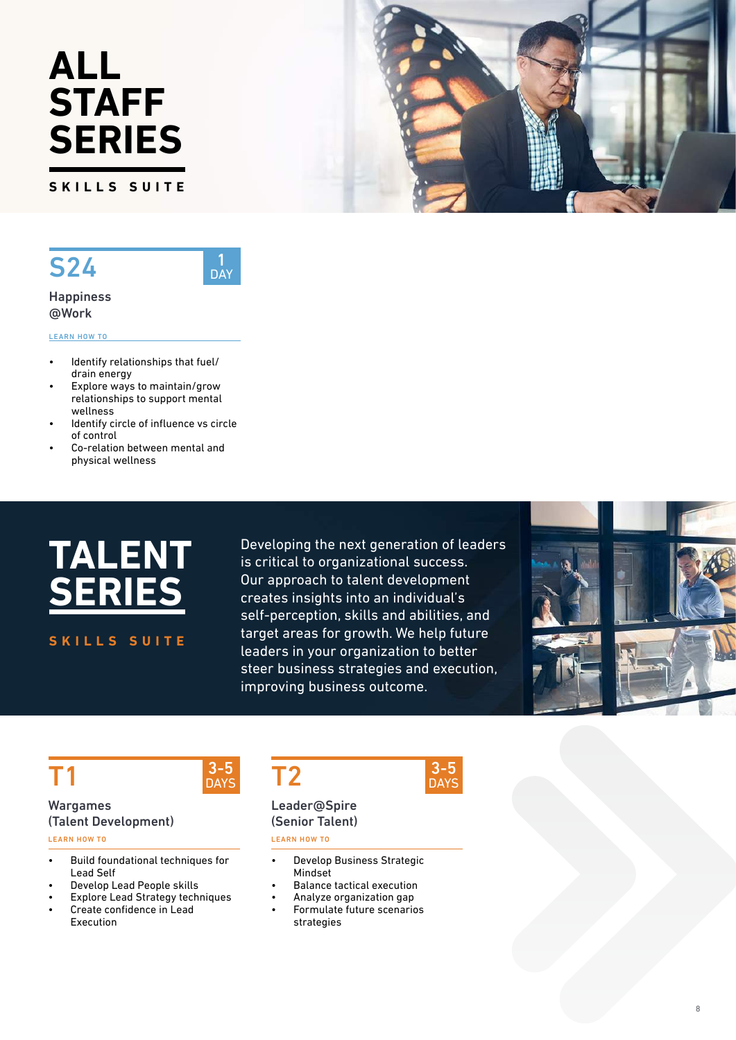# ALL STAFF SERIES

SKILLS SUITE

## S24

1 DAY

### Happiness @Work

LEARN HOW TO

- Identify relationships that fuel/ drain energy
- Explore ways to maintain/grow relationships to support mental wellness
- Identify circle of influence vs circle of control
- Co-relation between mental and physical wellness

# TALENT SERIES

SKILLS SUITE

Developing the next generation of leaders is critical to organizational success. Our approach to talent development creates insights into an individual's self-perception, skills and abilities, and target areas for growth. We help future leaders in your organization to better steer business strategies and execution, improving business outcome.

## T1

3-5 DAYS

### Wargames (Talent Development)

LEARN HOW TO

- Build foundational techniques for Lead Self
- Develop Lead People skills
- Explore Lead Strategy techniques
- Create confidence in Lead Execution

## T2

3-5 DAYS

### Leader@Spire (Senior Talent)

LEARN HOW TO

- Develop Business Strategic Mindset
- Balance tactical execution
- Analyze organization gap
- Formulate future scenarios strategies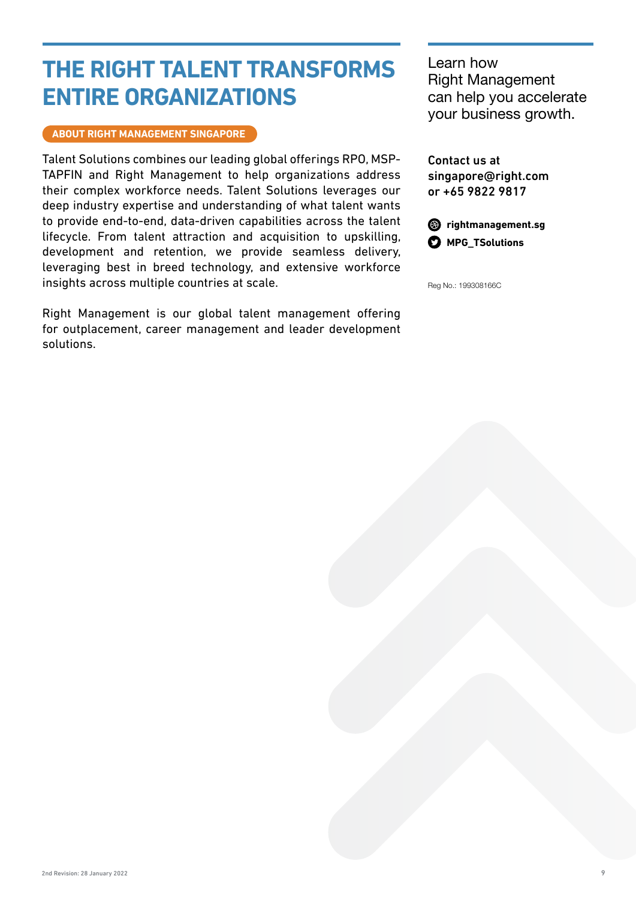# THE RIGHT TALENT TRANSFORMS ENTIRE ORGANIZATIONS

## ABOUT RIGHT MANAGEMENT SINGAPORE

Talent Solutions combines our leading global offerings RPO, MSP-TAPFIN and Right Management to help organizations address their complex workforce needs. Talent Solutions leverages our deep industry expertise and understanding of what talent wants to provide end-to-end, data-driven capabilities across the talent lifecycle. From talent attraction and acquisition to upskilling, development and retention, we provide seamless delivery, leveraging best in breed technology, and extensive workforce insights across multiple countries at scale.

Right Management is our global talent management offering for outplacement, career management and leader development solutions.

Learn how Right Management can help you accelerate your business growth.

**Contact us at singapore@right.com or +65 9822 9817**

**rightmanagement.sg**

**MPG_TSolutions**

Reg No.: 199308166C

2nd Revision: 28 January 2022